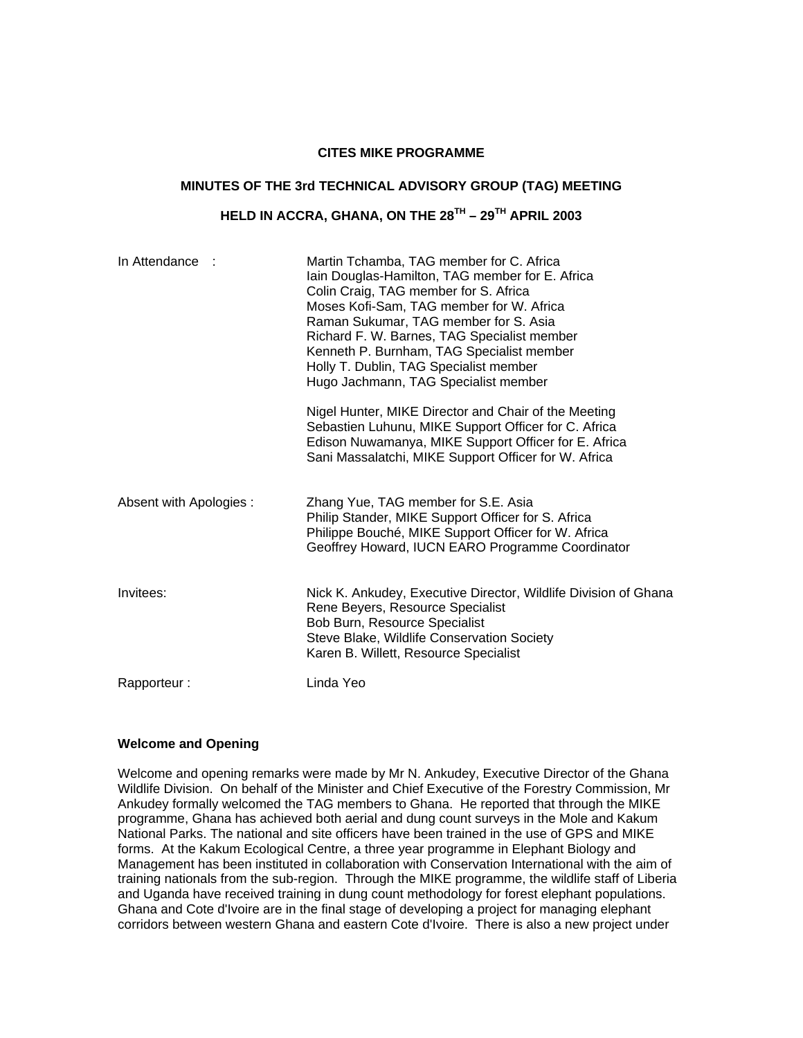**CITES MIKE PROGRAMME**

**MINUTES OF THE 3rd TECHNICAL ADVISORY GROUP (TAG) MEETING**

**HELD IN ACCRA, GHANA, ON THE 28TH – 29TH APRIL 2003**

| | |
|---|---|
| In Attendance : | Martin Tchamba, TAG member for C. Africa<br>Iain Douglas-Hamilton, TAG member for E. Africa<br>Colin Craig, TAG member for S. Africa<br>Moses Kofi-Sam, TAG member for W. Africa<br>Raman Sukumar, TAG member for S. Asia<br>Richard F. W. Barnes, TAG Specialist member<br>Kenneth P. Burnham, TAG Specialist member<br>Holly T. Dublin, TAG Specialist member<br>Hugo Jachmann, TAG Specialist member |
| | Nigel Hunter, MIKE Director and Chair of the Meeting<br>Sebastien Luhunu, MIKE Support Officer for C. Africa<br>Edison Nuwamanya, MIKE Support Officer for E. Africa<br>Sani Massalatchi, MIKE Support Officer for W. Africa |
| Absent with Apologies : | Zhang Yue, TAG member for S.E. Asia<br>Philip Stander, MIKE Support Officer for S. Africa<br>Philippe Bouché, MIKE Support Officer for W. Africa<br>Geoffrey Howard, IUCN EARO Programme Coordinator |
| Invitees: | Nick K. Ankudey, Executive Director, Wildlife Division of Ghana<br>Rene Beyers, Resource Specialist<br>Bob Burn, Resource Specialist<br>Steve Blake, Wildlife Conservation Society<br>Karen B. Willett, Resource Specialist |
| Rapporteur : | Linda Yeo |

**Welcome and Opening**

Welcome and opening remarks were made by Mr N. Ankudey, Executive Director of the Ghana Wildlife Division. On behalf of the Minister and Chief Executive of the Forestry Commission, Mr Ankudey formally welcomed the TAG members to Ghana. He reported that through the MIKE programme, Ghana has achieved both aerial and dung count surveys in the Mole and Kakum National Parks. The national and site officers have been trained in the use of GPS and MIKE forms. At the Kakum Ecological Centre, a three year programme in Elephant Biology and Management has been instituted in collaboration with Conservation International with the aim of training nationals from the sub-region. Through the MIKE programme, the wildlife staff of Liberia and Uganda have received training in dung count methodology for forest elephant populations. Ghana and Cote d'Ivoire are in the final stage of developing a project for managing elephant corridors between western Ghana and eastern Cote d'Ivoire. There is also a new project under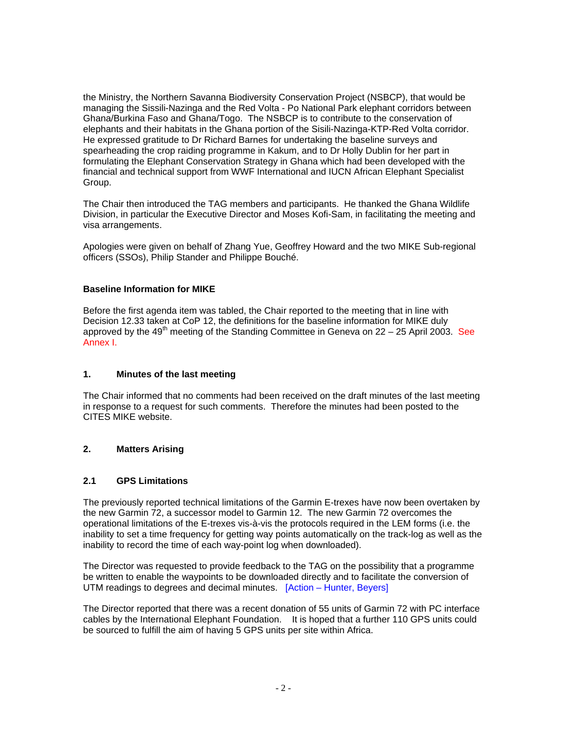the Ministry, the Northern Savanna Biodiversity Conservation Project (NSBCP), that would be managing the Sissili-Nazinga and the Red Volta - Po National Park elephant corridors between Ghana/Burkina Faso and Ghana/Togo. The NSBCP is to contribute to the conservation of elephants and their habitats in the Ghana portion of the Sisili-Nazinga-KTP-Red Volta corridor. He expressed gratitude to Dr Richard Barnes for undertaking the baseline surveys and spearheading the crop raiding programme in Kakum, and to Dr Holly Dublin for her part in formulating the Elephant Conservation Strategy in Ghana which had been developed with the financial and technical support from WWF International and IUCN African Elephant Specialist Group.

The Chair then introduced the TAG members and participants. He thanked the Ghana Wildlife Division, in particular the Executive Director and Moses Kofi-Sam, in facilitating the meeting and visa arrangements.

Apologies were given on behalf of Zhang Yue, Geoffrey Howard and the two MIKE Sub-regional officers (SSOs), Philip Stander and Philippe Bouché.

**Baseline Information for MIKE**

Before the first agenda item was tabled, the Chair reported to the meeting that in line with Decision 12.33 taken at CoP 12, the definitions for the baseline information for MIKE duly approved by the 49th meeting of the Standing Committee in Geneva on 22 – 25 April 2003. See Annex I.

## 1. Minutes of the last meeting

The Chair informed that no comments had been received on the draft minutes of the last meeting in response to a request for such comments. Therefore the minutes had been posted to the CITES MIKE website.

## 2. Matters Arising

### 2.1 GPS Limitations

The previously reported technical limitations of the Garmin E-trexes have now been overtaken by the new Garmin 72, a successor model to Garmin 12. The new Garmin 72 overcomes the operational limitations of the E-trexes vis-à-vis the protocols required in the LEM forms (i.e. the inability to set a time frequency for getting way points automatically on the track-log as well as the inability to record the time of each way-point log when downloaded).

The Director was requested to provide feedback to the TAG on the possibility that a programme be written to enable the waypoints to be downloaded directly and to facilitate the conversion of UTM readings to degrees and decimal minutes. [Action – Hunter, Beyers]

The Director reported that there was a recent donation of 55 units of Garmin 72 with PC interface cables by the International Elephant Foundation. It is hoped that a further 110 GPS units could be sourced to fulfill the aim of having 5 GPS units per site within Africa.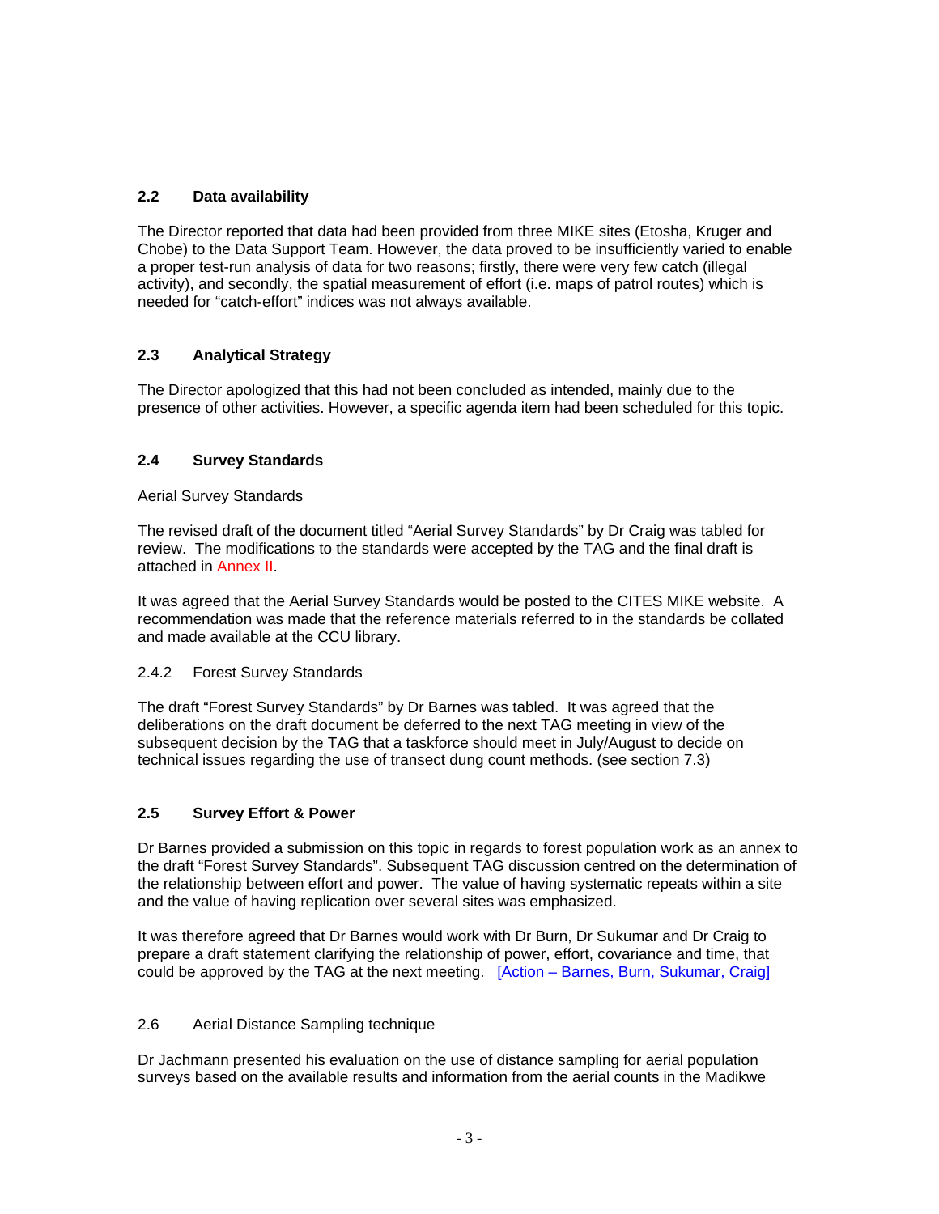### 2.2 Data availability

The Director reported that data had been provided from three MIKE sites (Etosha, Kruger and Chobe) to the Data Support Team. However, the data proved to be insufficiently varied to enable a proper test-run analysis of data for two reasons; firstly, there were very few catch (illegal activity), and secondly, the spatial measurement of effort (i.e. maps of patrol routes) which is needed for "catch-effort" indices was not always available.

### 2.3 Analytical Strategy

The Director apologized that this had not been concluded as intended, mainly due to the presence of other activities. However, a specific agenda item had been scheduled for this topic.

### 2.4 Survey Standards

Aerial Survey Standards

The revised draft of the document titled "Aerial Survey Standards" by Dr Craig was tabled for review. The modifications to the standards were accepted by the TAG and the final draft is attached in Annex II.

It was agreed that the Aerial Survey Standards would be posted to the CITES MIKE website. A recommendation was made that the reference materials referred to in the standards be collated and made available at the CCU library.

2.4.2 Forest Survey Standards

The draft "Forest Survey Standards" by Dr Barnes was tabled. It was agreed that the deliberations on the draft document be deferred to the next TAG meeting in view of the subsequent decision by the TAG that a taskforce should meet in July/August to decide on technical issues regarding the use of transect dung count methods. (see section 7.3)

### 2.5 Survey Effort & Power

Dr Barnes provided a submission on this topic in regards to forest population work as an annex to the draft "Forest Survey Standards". Subsequent TAG discussion centred on the determination of the relationship between effort and power. The value of having systematic repeats within a site and the value of having replication over several sites was emphasized.

It was therefore agreed that Dr Barnes would work with Dr Burn, Dr Sukumar and Dr Craig to prepare a draft statement clarifying the relationship of power, effort, covariance and time, that could be approved by the TAG at the next meeting. [Action – Barnes, Burn, Sukumar, Craig]

2.6 Aerial Distance Sampling technique

Dr Jachmann presented his evaluation on the use of distance sampling for aerial population surveys based on the available results and information from the aerial counts in the Madikwe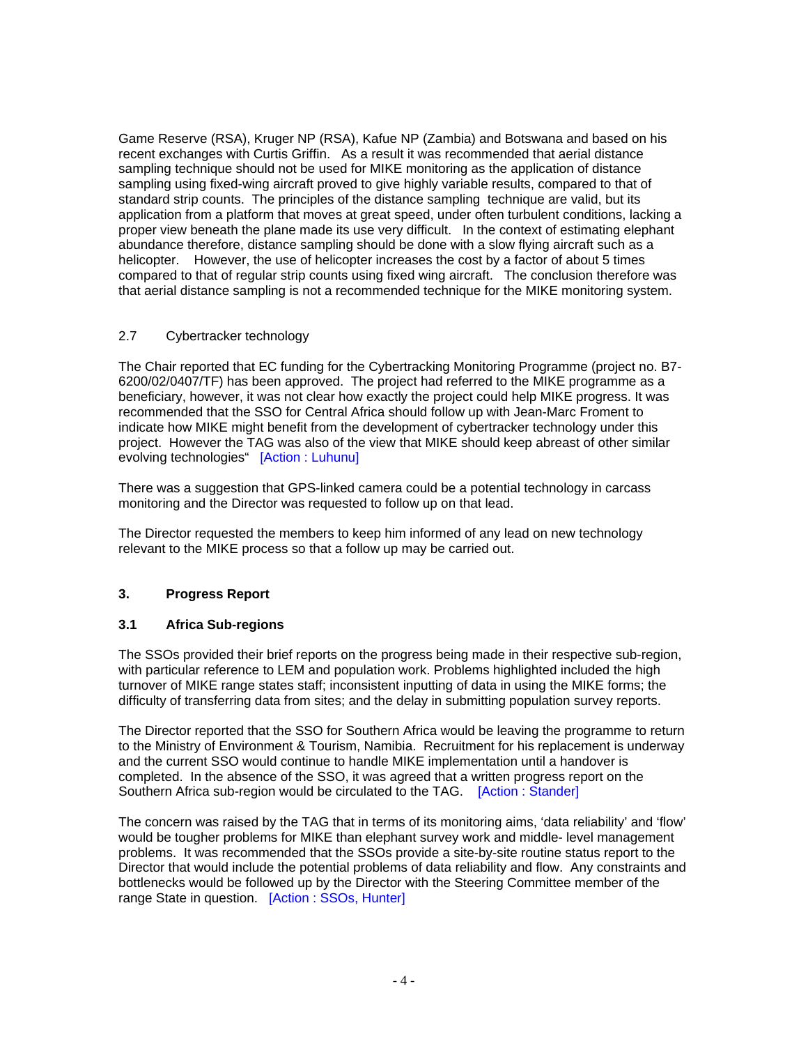Game Reserve (RSA), Kruger NP (RSA), Kafue NP (Zambia) and Botswana and based on his recent exchanges with Curtis Griffin. As a result it was recommended that aerial distance sampling technique should not be used for MIKE monitoring as the application of distance sampling using fixed-wing aircraft proved to give highly variable results, compared to that of standard strip counts. The principles of the distance sampling technique are valid, but its application from a platform that moves at great speed, under often turbulent conditions, lacking a proper view beneath the plane made its use very difficult. In the context of estimating elephant abundance therefore, distance sampling should be done with a slow flying aircraft such as a helicopter. However, the use of helicopter increases the cost by a factor of about 5 times compared to that of regular strip counts using fixed wing aircraft. The conclusion therefore was that aerial distance sampling is not a recommended technique for the MIKE monitoring system.

### 2.7 Cybertracker technology

The Chair reported that EC funding for the Cybertracking Monitoring Programme (project no. B7-6200/02/0407/TF) has been approved. The project had referred to the MIKE programme as a beneficiary, however, it was not clear how exactly the project could help MIKE progress. It was recommended that the SSO for Central Africa should follow up with Jean-Marc Froment to indicate how MIKE might benefit from the development of cybertracker technology under this project. However the TAG was also of the view that MIKE should keep abreast of other similar evolving technologies" [Action : Luhunu]

There was a suggestion that GPS-linked camera could be a potential technology in carcass monitoring and the Director was requested to follow up on that lead.

The Director requested the members to keep him informed of any lead on new technology relevant to the MIKE process so that a follow up may be carried out.

## 3. Progress Report

### 3.1 Africa Sub-regions

The SSOs provided their brief reports on the progress being made in their respective sub-region, with particular reference to LEM and population work. Problems highlighted included the high turnover of MIKE range states staff; inconsistent inputting of data in using the MIKE forms; the difficulty of transferring data from sites; and the delay in submitting population survey reports.

The Director reported that the SSO for Southern Africa would be leaving the programme to return to the Ministry of Environment & Tourism, Namibia. Recruitment for his replacement is underway and the current SSO would continue to handle MIKE implementation until a handover is completed. In the absence of the SSO, it was agreed that a written progress report on the Southern Africa sub-region would be circulated to the TAG. [Action : Stander]

The concern was raised by the TAG that in terms of its monitoring aims, 'data reliability' and 'flow' would be tougher problems for MIKE than elephant survey work and middle- level management problems. It was recommended that the SSOs provide a site-by-site routine status report to the Director that would include the potential problems of data reliability and flow. Any constraints and bottlenecks would be followed up by the Director with the Steering Committee member of the range State in question. [Action : SSOs, Hunter]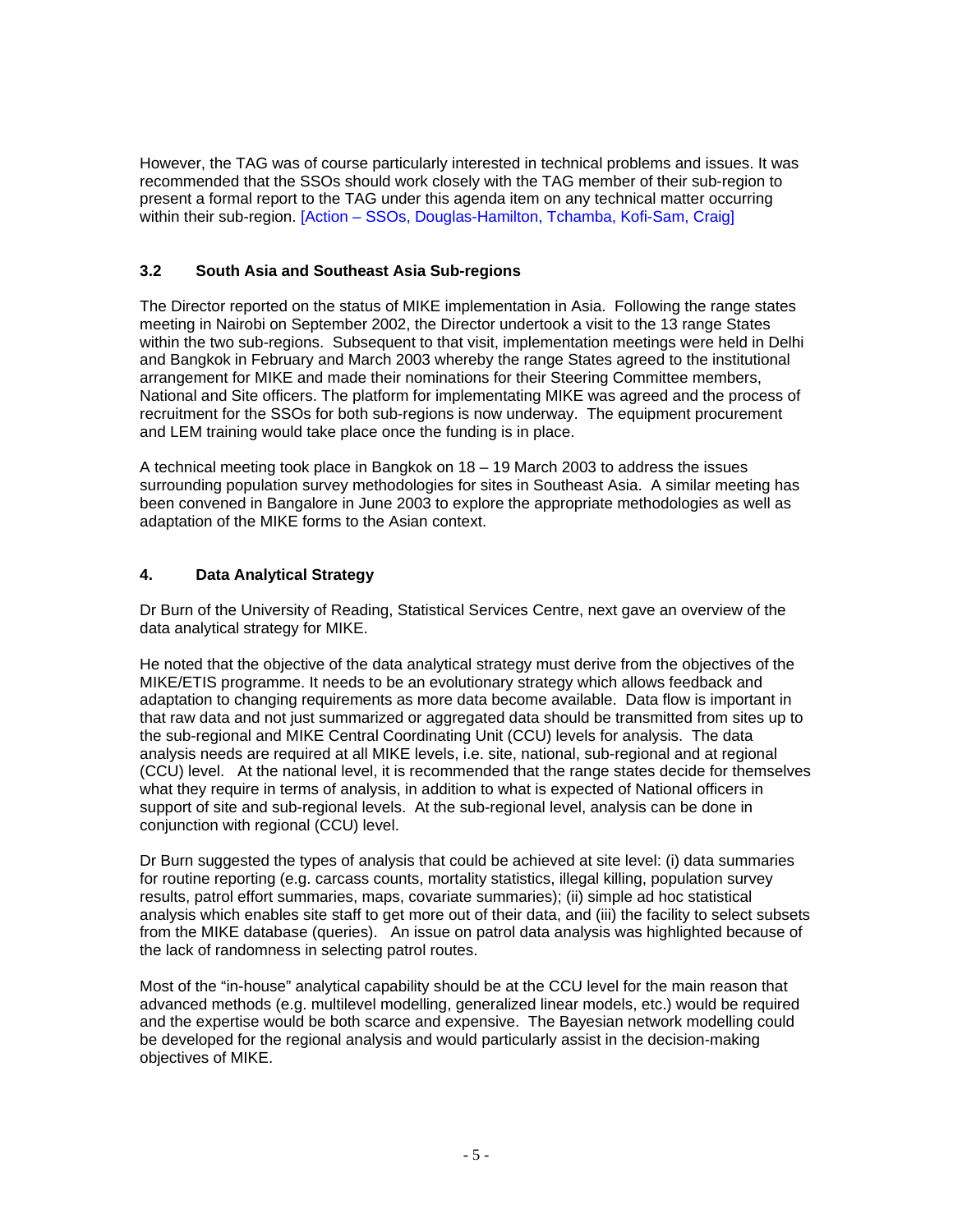However, the TAG was of course particularly interested in technical problems and issues. It was recommended that the SSOs should work closely with the TAG member of their sub-region to present a formal report to the TAG under this agenda item on any technical matter occurring within their sub-region. [Action – SSOs, Douglas-Hamilton, Tchamba, Kofi-Sam, Craig]

### 3.2 South Asia and Southeast Asia Sub-regions

The Director reported on the status of MIKE implementation in Asia. Following the range states meeting in Nairobi on September 2002, the Director undertook a visit to the 13 range States within the two sub-regions. Subsequent to that visit, implementation meetings were held in Delhi and Bangkok in February and March 2003 whereby the range States agreed to the institutional arrangement for MIKE and made their nominations for their Steering Committee members, National and Site officers. The platform for implementating MIKE was agreed and the process of recruitment for the SSOs for both sub-regions is now underway. The equipment procurement and LEM training would take place once the funding is in place.

A technical meeting took place in Bangkok on 18 – 19 March 2003 to address the issues surrounding population survey methodologies for sites in Southeast Asia. A similar meeting has been convened in Bangalore in June 2003 to explore the appropriate methodologies as well as adaptation of the MIKE forms to the Asian context.

## 4. Data Analytical Strategy

Dr Burn of the University of Reading, Statistical Services Centre, next gave an overview of the data analytical strategy for MIKE.

He noted that the objective of the data analytical strategy must derive from the objectives of the MIKE/ETIS programme. It needs to be an evolutionary strategy which allows feedback and adaptation to changing requirements as more data become available. Data flow is important in that raw data and not just summarized or aggregated data should be transmitted from sites up to the sub-regional and MIKE Central Coordinating Unit (CCU) levels for analysis. The data analysis needs are required at all MIKE levels, i.e. site, national, sub-regional and at regional (CCU) level. At the national level, it is recommended that the range states decide for themselves what they require in terms of analysis, in addition to what is expected of National officers in support of site and sub-regional levels. At the sub-regional level, analysis can be done in conjunction with regional (CCU) level.

Dr Burn suggested the types of analysis that could be achieved at site level: (i) data summaries for routine reporting (e.g. carcass counts, mortality statistics, illegal killing, population survey results, patrol effort summaries, maps, covariate summaries); (ii) simple ad hoc statistical analysis which enables site staff to get more out of their data, and (iii) the facility to select subsets from the MIKE database (queries). An issue on patrol data analysis was highlighted because of the lack of randomness in selecting patrol routes.

Most of the "in-house" analytical capability should be at the CCU level for the main reason that advanced methods (e.g. multilevel modelling, generalized linear models, etc.) would be required and the expertise would be both scarce and expensive. The Bayesian network modelling could be developed for the regional analysis and would particularly assist in the decision-making objectives of MIKE.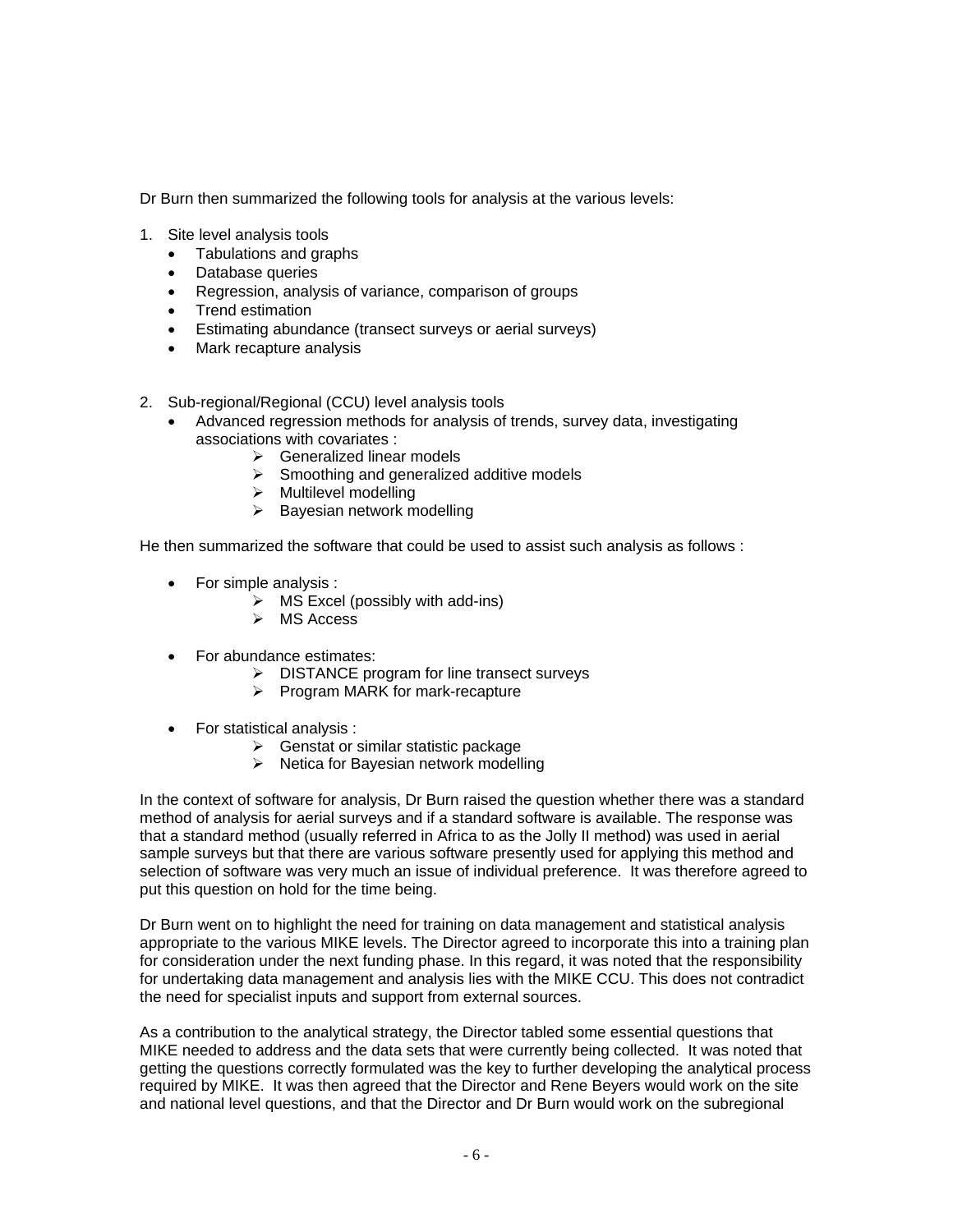Dr Burn then summarized the following tools for analysis at the various levels:

1. Site level analysis tools
    - Tabulations and graphs
    - Database queries
    - Regression, analysis of variance, comparison of groups
    - Trend estimation
    - Estimating abundance (transect surveys or aerial surveys)
    - Mark recapture analysis

2. Sub-regional/Regional (CCU) level analysis tools
    - Advanced regression methods for analysis of trends, survey data, investigating associations with covariates :
        - Generalized linear models
        - Smoothing and generalized additive models
        - Multilevel modelling
        - Bayesian network modelling

He then summarized the software that could be used to assist such analysis as follows :

- For simple analysis :
    - MS Excel (possibly with add-ins)
    - MS Access

- For abundance estimates:
    - DISTANCE program for line transect surveys
    - Program MARK for mark-recapture

- For statistical analysis :
    - Genstat or similar statistic package
    - Netica for Bayesian network modelling

In the context of software for analysis, Dr Burn raised the question whether there was a standard method of analysis for aerial surveys and if a standard software is available. The response was that a standard method (usually referred in Africa to as the Jolly II method) was used in aerial sample surveys but that there are various software presently used for applying this method and selection of software was very much an issue of individual preference. It was therefore agreed to put this question on hold for the time being.

Dr Burn went on to highlight the need for training on data management and statistical analysis appropriate to the various MIKE levels. The Director agreed to incorporate this into a training plan for consideration under the next funding phase. In this regard, it was noted that the responsibility for undertaking data management and analysis lies with the MIKE CCU. This does not contradict the need for specialist inputs and support from external sources.

As a contribution to the analytical strategy, the Director tabled some essential questions that MIKE needed to address and the data sets that were currently being collected. It was noted that getting the questions correctly formulated was the key to further developing the analytical process required by MIKE. It was then agreed that the Director and Rene Beyers would work on the site and national level questions, and that the Director and Dr Burn would work on the subregional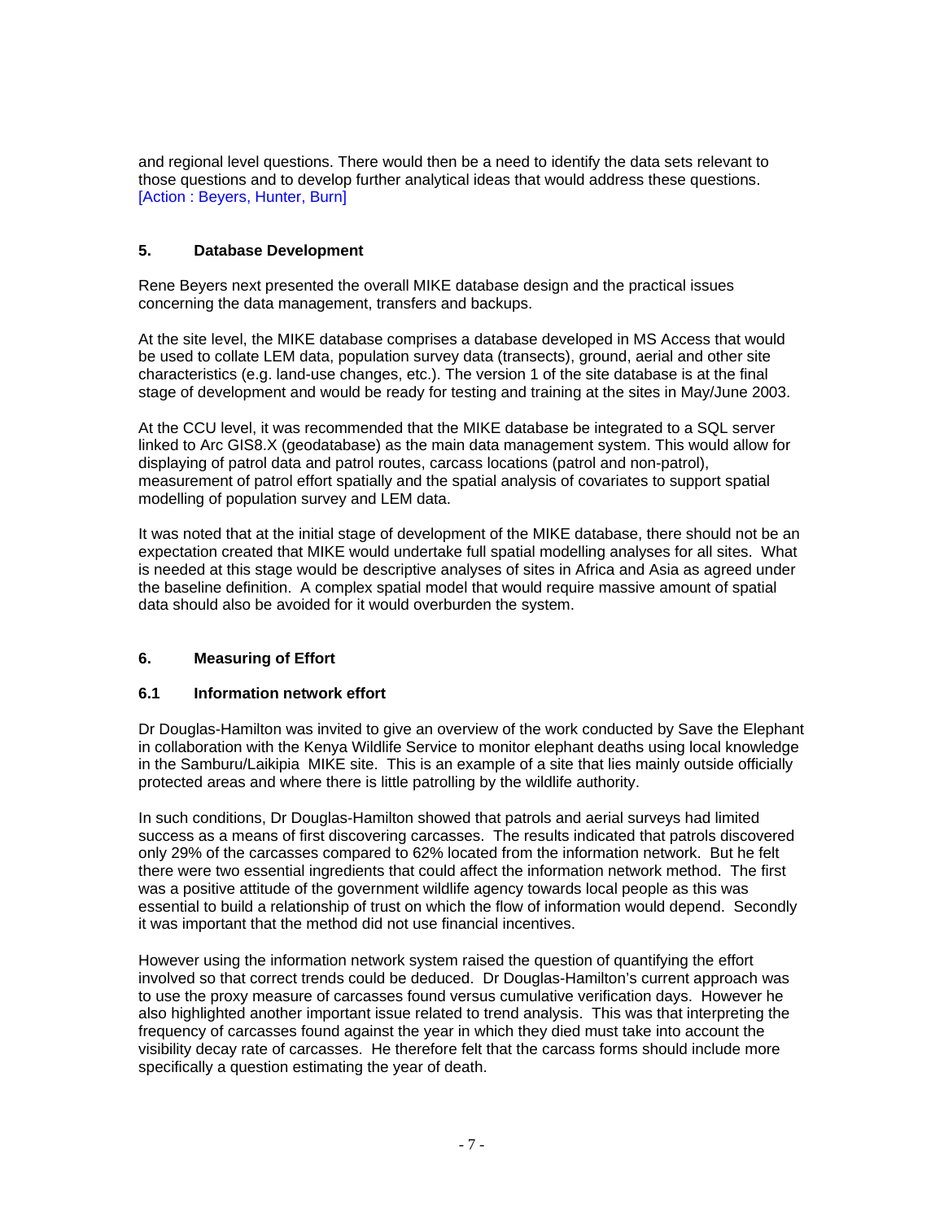and regional level questions. There would then be a need to identify the data sets relevant to those questions and to develop further analytical ideas that would address these questions. [Action : Beyers, Hunter, Burn]

## 5. Database Development

Rene Beyers next presented the overall MIKE database design and the practical issues concerning the data management, transfers and backups.

At the site level, the MIKE database comprises a database developed in MS Access that would be used to collate LEM data, population survey data (transects), ground, aerial and other site characteristics (e.g. land-use changes, etc.). The version 1 of the site database is at the final stage of development and would be ready for testing and training at the sites in May/June 2003.

At the CCU level, it was recommended that the MIKE database be integrated to a SQL server linked to Arc GIS8.X (geodatabase) as the main data management system. This would allow for displaying of patrol data and patrol routes, carcass locations (patrol and non-patrol), measurement of patrol effort spatially and the spatial analysis of covariates to support spatial modelling of population survey and LEM data.

It was noted that at the initial stage of development of the MIKE database, there should not be an expectation created that MIKE would undertake full spatial modelling analyses for all sites. What is needed at this stage would be descriptive analyses of sites in Africa and Asia as agreed under the baseline definition. A complex spatial model that would require massive amount of spatial data should also be avoided for it would overburden the system.

## 6. Measuring of Effort

### 6.1 Information network effort

Dr Douglas-Hamilton was invited to give an overview of the work conducted by Save the Elephant in collaboration with the Kenya Wildlife Service to monitor elephant deaths using local knowledge in the Samburu/Laikipia MIKE site. This is an example of a site that lies mainly outside officially protected areas and where there is little patrolling by the wildlife authority.

In such conditions, Dr Douglas-Hamilton showed that patrols and aerial surveys had limited success as a means of first discovering carcasses. The results indicated that patrols discovered only 29% of the carcasses compared to 62% located from the information network. But he felt there were two essential ingredients that could affect the information network method. The first was a positive attitude of the government wildlife agency towards local people as this was essential to build a relationship of trust on which the flow of information would depend. Secondly it was important that the method did not use financial incentives.

However using the information network system raised the question of quantifying the effort involved so that correct trends could be deduced. Dr Douglas-Hamilton's current approach was to use the proxy measure of carcasses found versus cumulative verification days. However he also highlighted another important issue related to trend analysis. This was that interpreting the frequency of carcasses found against the year in which they died must take into account the visibility decay rate of carcasses. He therefore felt that the carcass forms should include more specifically a question estimating the year of death.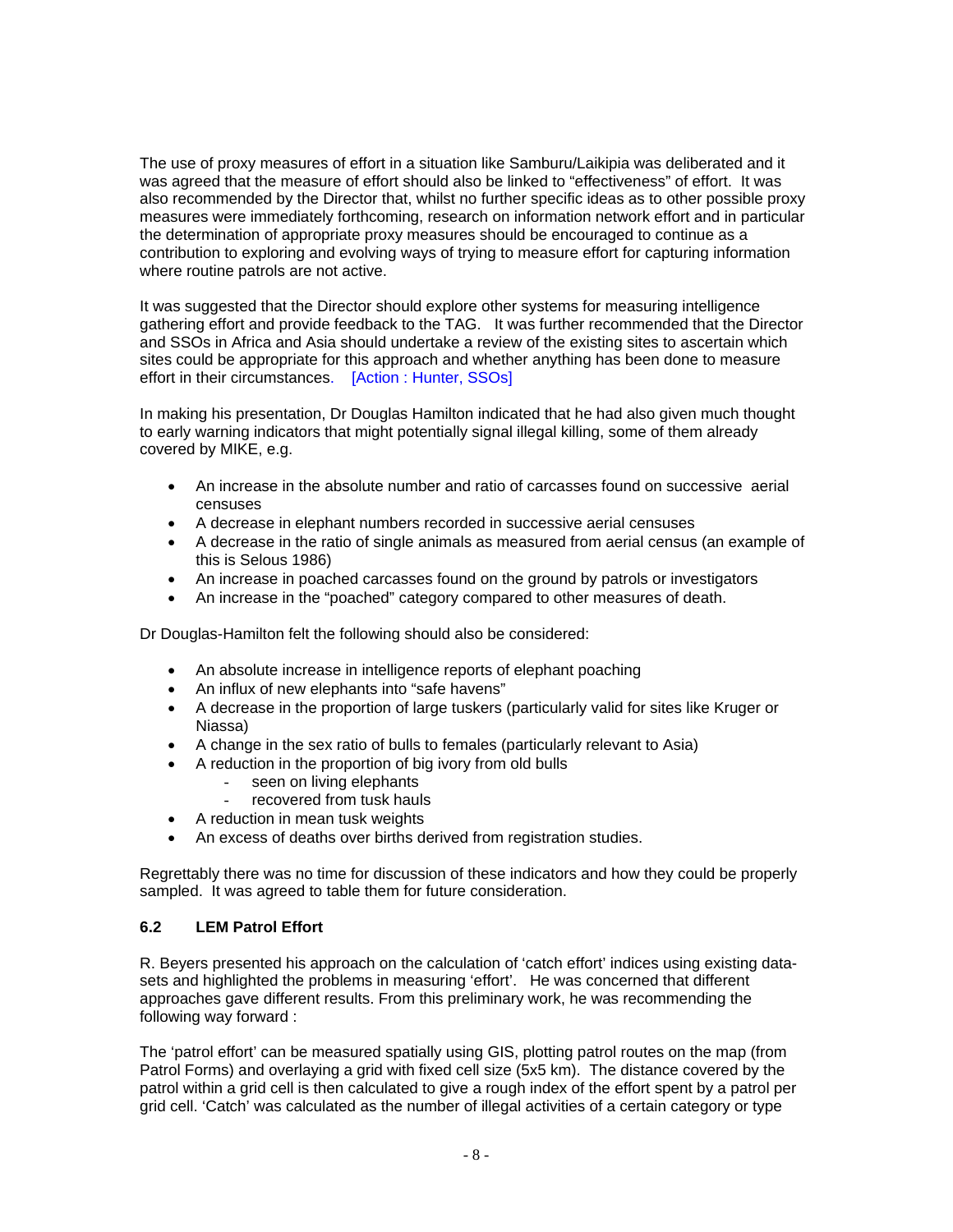The use of proxy measures of effort in a situation like Samburu/Laikipia was deliberated and it was agreed that the measure of effort should also be linked to "effectiveness" of effort. It was also recommended by the Director that, whilst no further specific ideas as to other possible proxy measures were immediately forthcoming, research on information network effort and in particular the determination of appropriate proxy measures should be encouraged to continue as a contribution to exploring and evolving ways of trying to measure effort for capturing information where routine patrols are not active.

It was suggested that the Director should explore other systems for measuring intelligence gathering effort and provide feedback to the TAG. It was further recommended that the Director and SSOs in Africa and Asia should undertake a review of the existing sites to ascertain which sites could be appropriate for this approach and whether anything has been done to measure effort in their circumstances. [Action : Hunter, SSOs]

In making his presentation, Dr Douglas Hamilton indicated that he had also given much thought to early warning indicators that might potentially signal illegal killing, some of them already covered by MIKE, e.g.

- An increase in the absolute number and ratio of carcasses found on successive aerial censuses
- A decrease in elephant numbers recorded in successive aerial censuses
- A decrease in the ratio of single animals as measured from aerial census (an example of this is Selous 1986)
- An increase in poached carcasses found on the ground by patrols or investigators
- An increase in the "poached" category compared to other measures of death.

Dr Douglas-Hamilton felt the following should also be considered:

- An absolute increase in intelligence reports of elephant poaching
- An influx of new elephants into "safe havens"
- A decrease in the proportion of large tuskers (particularly valid for sites like Kruger or Niassa)
- A change in the sex ratio of bulls to females (particularly relevant to Asia)
- A reduction in the proportion of big ivory from old bulls
  - seen on living elephants
  - recovered from tusk hauls
- A reduction in mean tusk weights
- An excess of deaths over births derived from registration studies.

Regrettably there was no time for discussion of these indicators and how they could be properly sampled. It was agreed to table them for future consideration.

### 6.2 LEM Patrol Effort

R. Beyers presented his approach on the calculation of 'catch effort' indices using existing data-sets and highlighted the problems in measuring 'effort'. He was concerned that different approaches gave different results. From this preliminary work, he was recommending the following way forward :

The 'patrol effort' can be measured spatially using GIS, plotting patrol routes on the map (from Patrol Forms) and overlaying a grid with fixed cell size (5x5 km). The distance covered by the patrol within a grid cell is then calculated to give a rough index of the effort spent by a patrol per grid cell. 'Catch' was calculated as the number of illegal activities of a certain category or type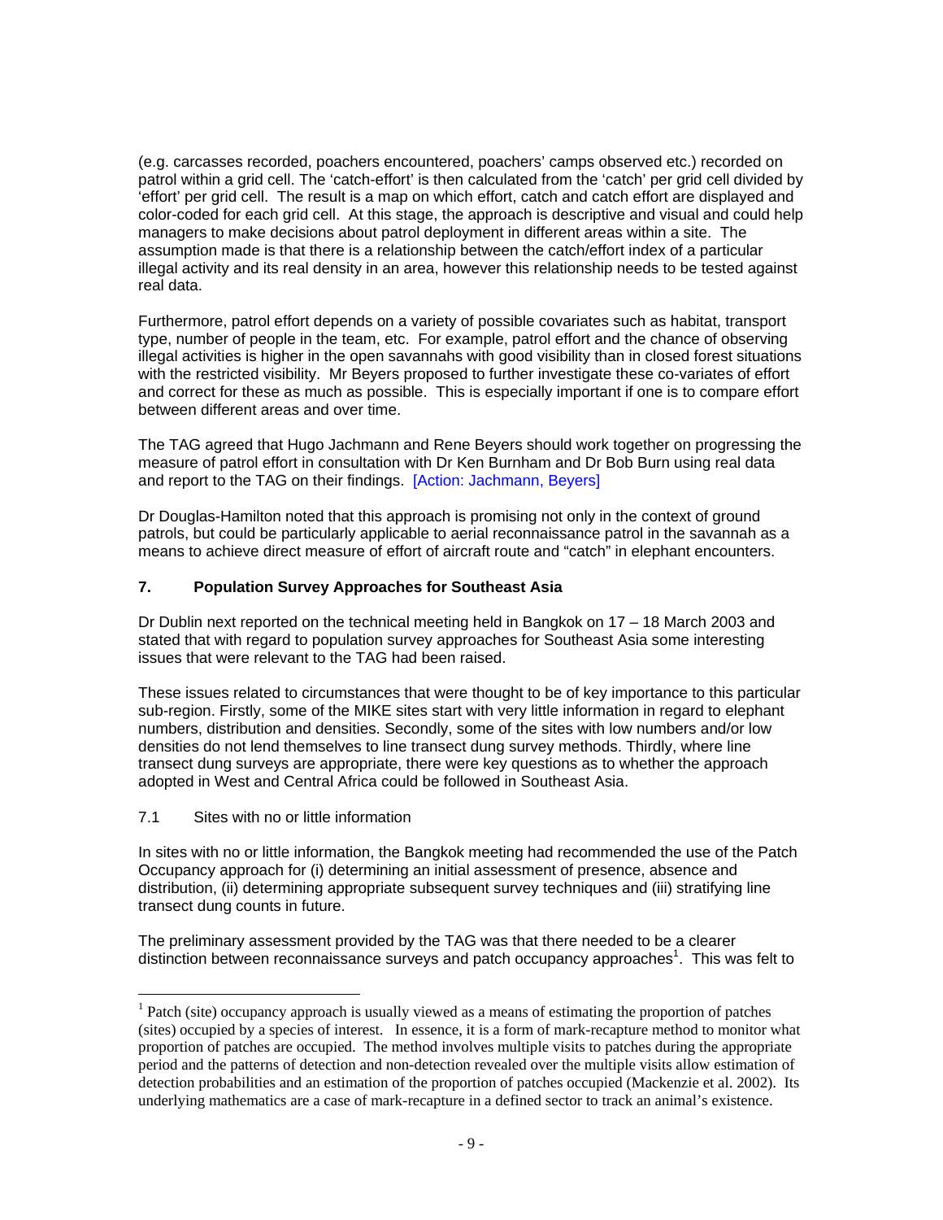(e.g. carcasses recorded, poachers encountered, poachers' camps observed etc.) recorded on patrol within a grid cell. The 'catch-effort' is then calculated from the 'catch' per grid cell divided by 'effort' per grid cell. The result is a map on which effort, catch and catch effort are displayed and color-coded for each grid cell. At this stage, the approach is descriptive and visual and could help managers to make decisions about patrol deployment in different areas within a site. The assumption made is that there is a relationship between the catch/effort index of a particular illegal activity and its real density in an area, however this relationship needs to be tested against real data.

Furthermore, patrol effort depends on a variety of possible covariates such as habitat, transport type, number of people in the team, etc. For example, patrol effort and the chance of observing illegal activities is higher in the open savannahs with good visibility than in closed forest situations with the restricted visibility. Mr Beyers proposed to further investigate these co-variates of effort and correct for these as much as possible. This is especially important if one is to compare effort between different areas and over time.

The TAG agreed that Hugo Jachmann and Rene Beyers should work together on progressing the measure of patrol effort in consultation with Dr Ken Burnham and Dr Bob Burn using real data and report to the TAG on their findings. [Action: Jachmann, Beyers]

Dr Douglas-Hamilton noted that this approach is promising not only in the context of ground patrols, but could be particularly applicable to aerial reconnaissance patrol in the savannah as a means to achieve direct measure of effort of aircraft route and "catch" in elephant encounters.

## 7. Population Survey Approaches for Southeast Asia

Dr Dublin next reported on the technical meeting held in Bangkok on 17 – 18 March 2003 and stated that with regard to population survey approaches for Southeast Asia some interesting issues that were relevant to the TAG had been raised.

These issues related to circumstances that were thought to be of key importance to this particular sub-region. Firstly, some of the MIKE sites start with very little information in regard to elephant numbers, distribution and densities. Secondly, some of the sites with low numbers and/or low densities do not lend themselves to line transect dung survey methods. Thirdly, where line transect dung surveys are appropriate, there were key questions as to whether the approach adopted in West and Central Africa could be followed in Southeast Asia.

### 7.1 Sites with no or little information

In sites with no or little information, the Bangkok meeting had recommended the use of the Patch Occupancy approach for (i) determining an initial assessment of presence, absence and distribution, (ii) determining appropriate subsequent survey techniques and (iii) stratifying line transect dung counts in future.

The preliminary assessment provided by the TAG was that there needed to be a clearer distinction between reconnaissance surveys and patch occupancy approaches[1]. This was felt to

[1] Patch (site) occupancy approach is usually viewed as a means of estimating the proportion of patches (sites) occupied by a species of interest. In essence, it is a form of mark-recapture method to monitor what proportion of patches are occupied. The method involves multiple visits to patches during the appropriate period and the patterns of detection and non-detection revealed over the multiple visits allow estimation of detection probabilities and an estimation of the proportion of patches occupied (Mackenzie et al. 2002). Its underlying mathematics are a case of mark-recapture in a defined sector to track an animal's existence.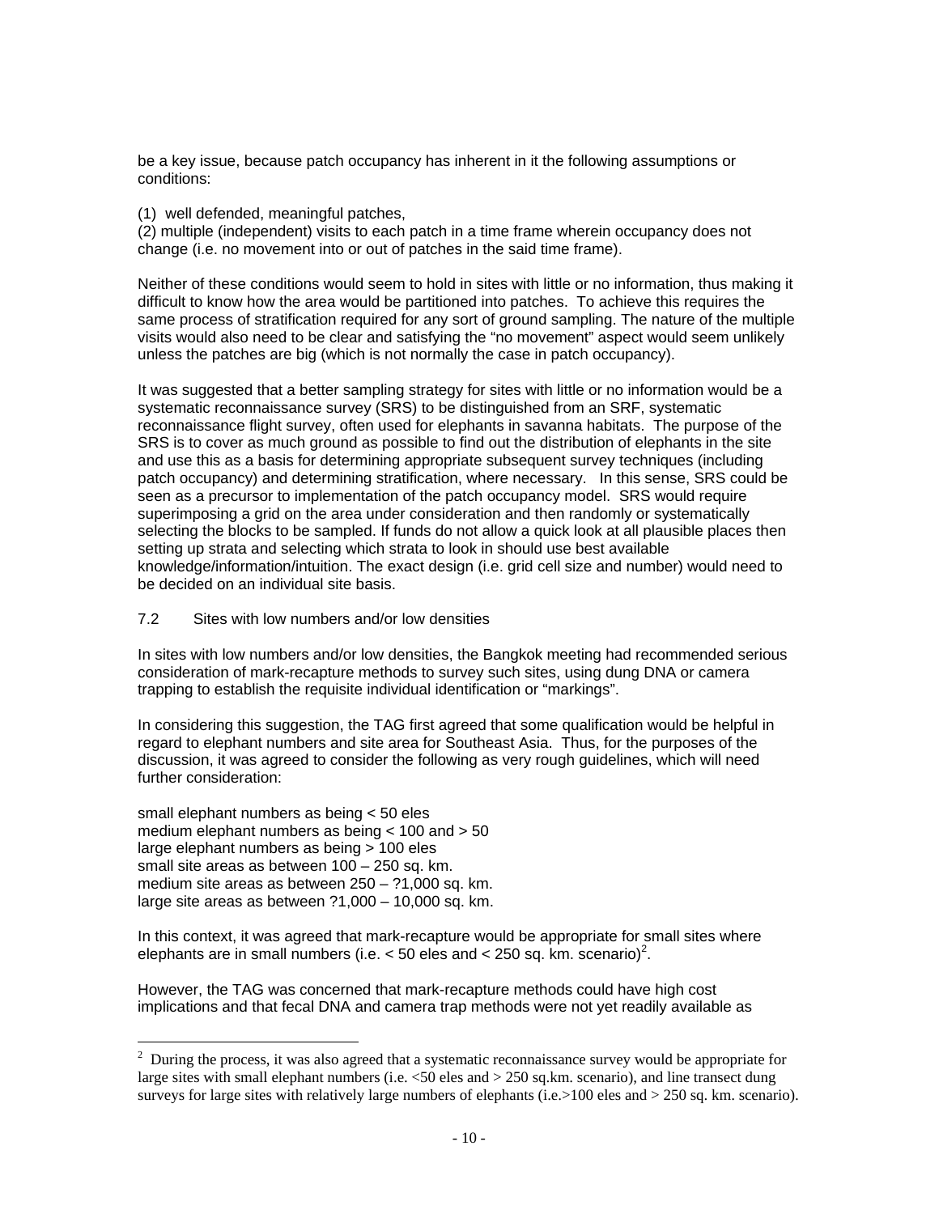be a key issue, because patch occupancy has inherent in it the following assumptions or conditions:

(1) well defended, meaningful patches,
(2) multiple (independent) visits to each patch in a time frame wherein occupancy does not change (i.e. no movement into or out of patches in the said time frame).

Neither of these conditions would seem to hold in sites with little or no information, thus making it difficult to know how the area would be partitioned into patches. To achieve this requires the same process of stratification required for any sort of ground sampling. The nature of the multiple visits would also need to be clear and satisfying the "no movement" aspect would seem unlikely unless the patches are big (which is not normally the case in patch occupancy).

It was suggested that a better sampling strategy for sites with little or no information would be a systematic reconnaissance survey (SRS) to be distinguished from an SRF, systematic reconnaissance flight survey, often used for elephants in savanna habitats. The purpose of the SRS is to cover as much ground as possible to find out the distribution of elephants in the site and use this as a basis for determining appropriate subsequent survey techniques (including patch occupancy) and determining stratification, where necessary. In this sense, SRS could be seen as a precursor to implementation of the patch occupancy model. SRS would require superimposing a grid on the area under consideration and then randomly or systematically selecting the blocks to be sampled. If funds do not allow a quick look at all plausible places then setting up strata and selecting which strata to look in should use best available knowledge/information/intuition. The exact design (i.e. grid cell size and number) would need to be decided on an individual site basis.

### 7.2 Sites with low numbers and/or low densities

In sites with low numbers and/or low densities, the Bangkok meeting had recommended serious consideration of mark-recapture methods to survey such sites, using dung DNA or camera trapping to establish the requisite individual identification or "markings".

In considering this suggestion, the TAG first agreed that some qualification would be helpful in regard to elephant numbers and site area for Southeast Asia. Thus, for the purposes of the discussion, it was agreed to consider the following as very rough guidelines, which will need further consideration:

small elephant numbers as being < 50 eles
medium elephant numbers as being < 100 and > 50
large elephant numbers as being > 100 eles
small site areas as between 100 – 250 sq. km.
medium site areas as between 250 – ?1,000 sq. km.
large site areas as between ?1,000 – 10,000 sq. km.

In this context, it was agreed that mark-recapture would be appropriate for small sites where elephants are in small numbers (i.e. < 50 eles and < 250 sq. km. scenario)[2].

However, the TAG was concerned that mark-recapture methods could have high cost implications and that fecal DNA and camera trap methods were not yet readily available as

[2] During the process, it was also agreed that a systematic reconnaissance survey would be appropriate for large sites with small elephant numbers (i.e. <50 eles and > 250 sq.km. scenario), and line transect dung surveys for large sites with relatively large numbers of elephants (i.e.>100 eles and > 250 sq. km. scenario).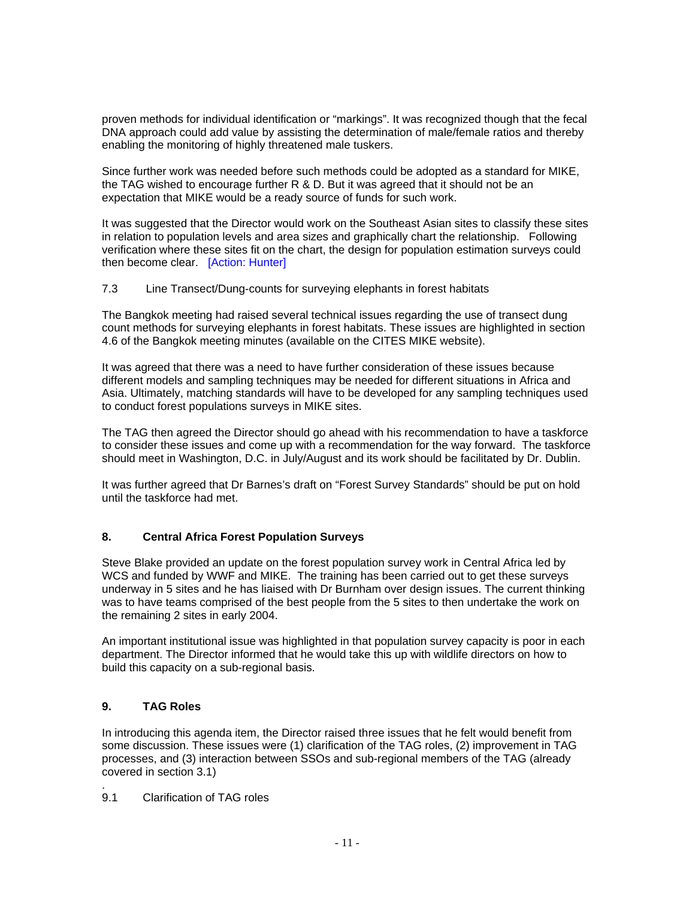proven methods for individual identification or “markings”. It was recognized though that the fecal DNA approach could add value by assisting the determination of male/female ratios and thereby enabling the monitoring of highly threatened male tuskers.

Since further work was needed before such methods could be adopted as a standard for MIKE, the TAG wished to encourage further R & D. But it was agreed that it should not be an expectation that MIKE would be a ready source of funds for such work.

It was suggested that the Director would work on the Southeast Asian sites to classify these sites in relation to population levels and area sizes and graphically chart the relationship. Following verification where these sites fit on the chart, the design for population estimation surveys could then become clear. [Action: Hunter]

7.3 Line Transect/Dung-counts for surveying elephants in forest habitats

The Bangkok meeting had raised several technical issues regarding the use of transect dung count methods for surveying elephants in forest habitats. These issues are highlighted in section 4.6 of the Bangkok meeting minutes (available on the CITES MIKE website).

It was agreed that there was a need to have further consideration of these issues because different models and sampling techniques may be needed for different situations in Africa and Asia. Ultimately, matching standards will have to be developed for any sampling techniques used to conduct forest populations surveys in MIKE sites.

The TAG then agreed the Director should go ahead with his recommendation to have a taskforce to consider these issues and come up with a recommendation for the way forward. The taskforce should meet in Washington, D.C. in July/August and its work should be facilitated by Dr. Dublin.

It was further agreed that Dr Barnes's draft on “Forest Survey Standards” should be put on hold until the taskforce had met.

## 8. Central Africa Forest Population Surveys

Steve Blake provided an update on the forest population survey work in Central Africa led by WCS and funded by WWF and MIKE. The training has been carried out to get these surveys underway in 5 sites and he has liaised with Dr Burnham over design issues. The current thinking was to have teams comprised of the best people from the 5 sites to then undertake the work on the remaining 2 sites in early 2004.

An important institutional issue was highlighted in that population survey capacity is poor in each department. The Director informed that he would take this up with wildlife directors on how to build this capacity on a sub-regional basis.

## 9. TAG Roles

In introducing this agenda item, the Director raised three issues that he felt would benefit from some discussion. These issues were (1) clarification of the TAG roles, (2) improvement in TAG processes, and (3) interaction between SSOs and sub-regional members of the TAG (already covered in section 3.1)

.

9.1 Clarification of TAG roles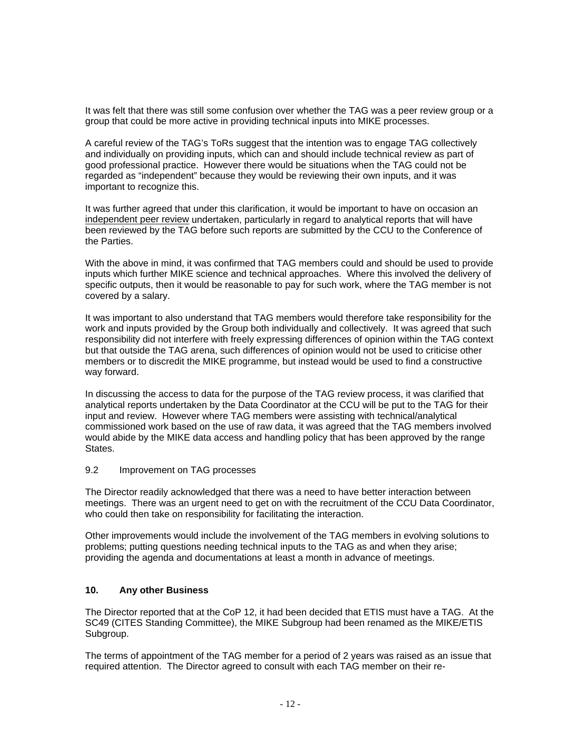It was felt that there was still some confusion over whether the TAG was a peer review group or a group that could be more active in providing technical inputs into MIKE processes.

A careful review of the TAG's ToRs suggest that the intention was to engage TAG collectively and individually on providing inputs, which can and should include technical review as part of good professional practice. However there would be situations when the TAG could not be regarded as "independent" because they would be reviewing their own inputs, and it was important to recognize this.

It was further agreed that under this clarification, it would be important to have on occasion an independent peer review undertaken, particularly in regard to analytical reports that will have been reviewed by the TAG before such reports are submitted by the CCU to the Conference of the Parties.

With the above in mind, it was confirmed that TAG members could and should be used to provide inputs which further MIKE science and technical approaches. Where this involved the delivery of specific outputs, then it would be reasonable to pay for such work, where the TAG member is not covered by a salary.

It was important to also understand that TAG members would therefore take responsibility for the work and inputs provided by the Group both individually and collectively. It was agreed that such responsibility did not interfere with freely expressing differences of opinion within the TAG context but that outside the TAG arena, such differences of opinion would not be used to criticise other members or to discredit the MIKE programme, but instead would be used to find a constructive way forward.

In discussing the access to data for the purpose of the TAG review process, it was clarified that analytical reports undertaken by the Data Coordinator at the CCU will be put to the TAG for their input and review. However where TAG members were assisting with technical/analytical commissioned work based on the use of raw data, it was agreed that the TAG members involved would abide by the MIKE data access and handling policy that has been approved by the range States.

9.2 Improvement on TAG processes

The Director readily acknowledged that there was a need to have better interaction between meetings. There was an urgent need to get on with the recruitment of the CCU Data Coordinator, who could then take on responsibility for facilitating the interaction.

Other improvements would include the involvement of the TAG members in evolving solutions to problems; putting questions needing technical inputs to the TAG as and when they arise; providing the agenda and documentations at least a month in advance of meetings.

## 10. Any other Business

The Director reported that at the CoP 12, it had been decided that ETIS must have a TAG. At the SC49 (CITES Standing Committee), the MIKE Subgroup had been renamed as the MIKE/ETIS Subgroup.

The terms of appointment of the TAG member for a period of 2 years was raised as an issue that required attention. The Director agreed to consult with each TAG member on their re-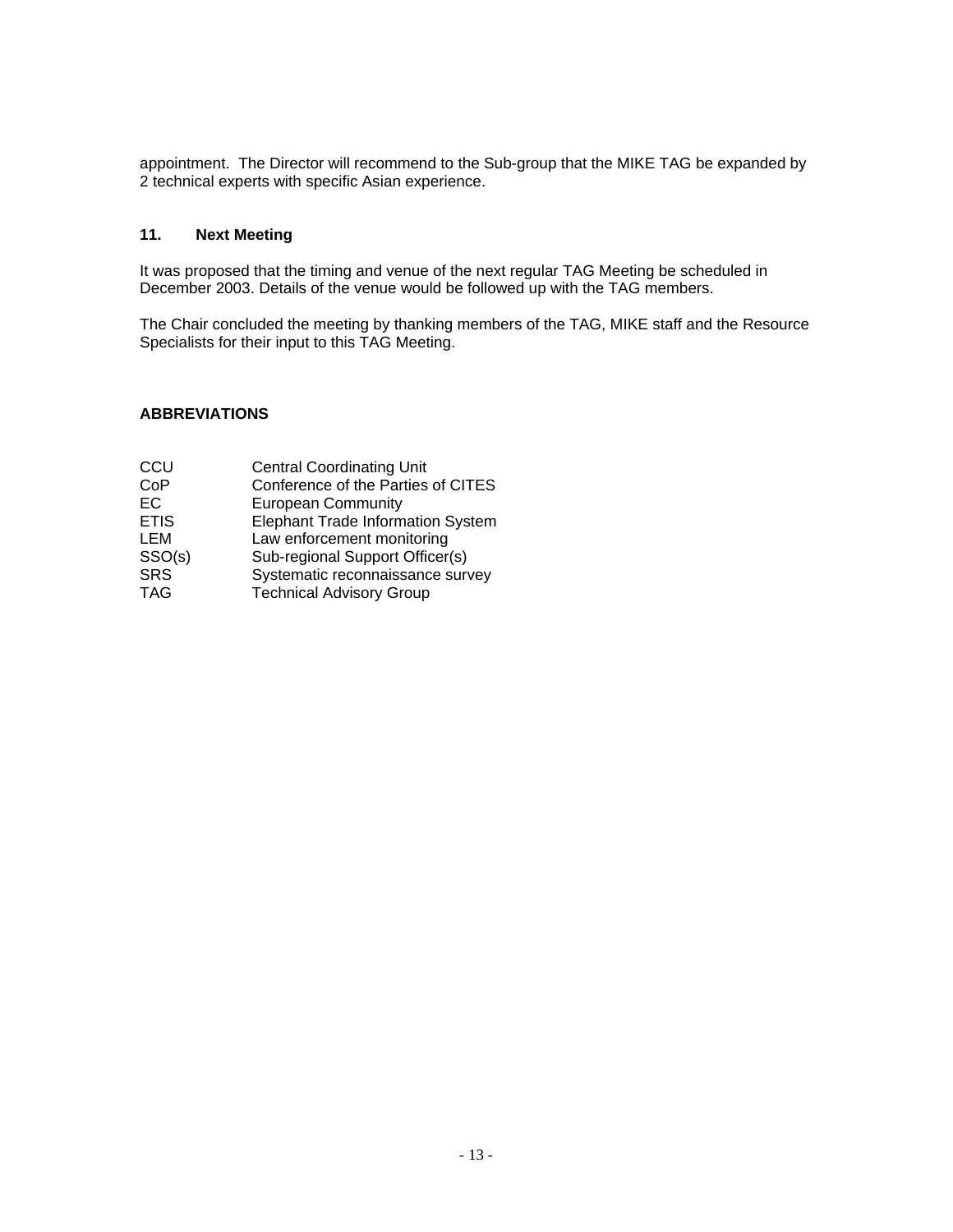appointment. The Director will recommend to the Sub-group that the MIKE TAG be expanded by 2 technical experts with specific Asian experience.

## 11. Next Meeting

It was proposed that the timing and venue of the next regular TAG Meeting be scheduled in December 2003. Details of the venue would be followed up with the TAG members.

The Chair concluded the meeting by thanking members of the TAG, MIKE staff and the Resource Specialists for their input to this TAG Meeting.

## ABBREVIATIONS

| | |
|---|---|
| CCU | Central Coordinating Unit |
| CoP | Conference of the Parties of CITES |
| EC | European Community |
| ETIS | Elephant Trade Information System |
| LEM | Law enforcement monitoring |
| SSO(s) | Sub-regional Support Officer(s) |
| SRS | Systematic reconnaissance survey |
| TAG | Technical Advisory Group |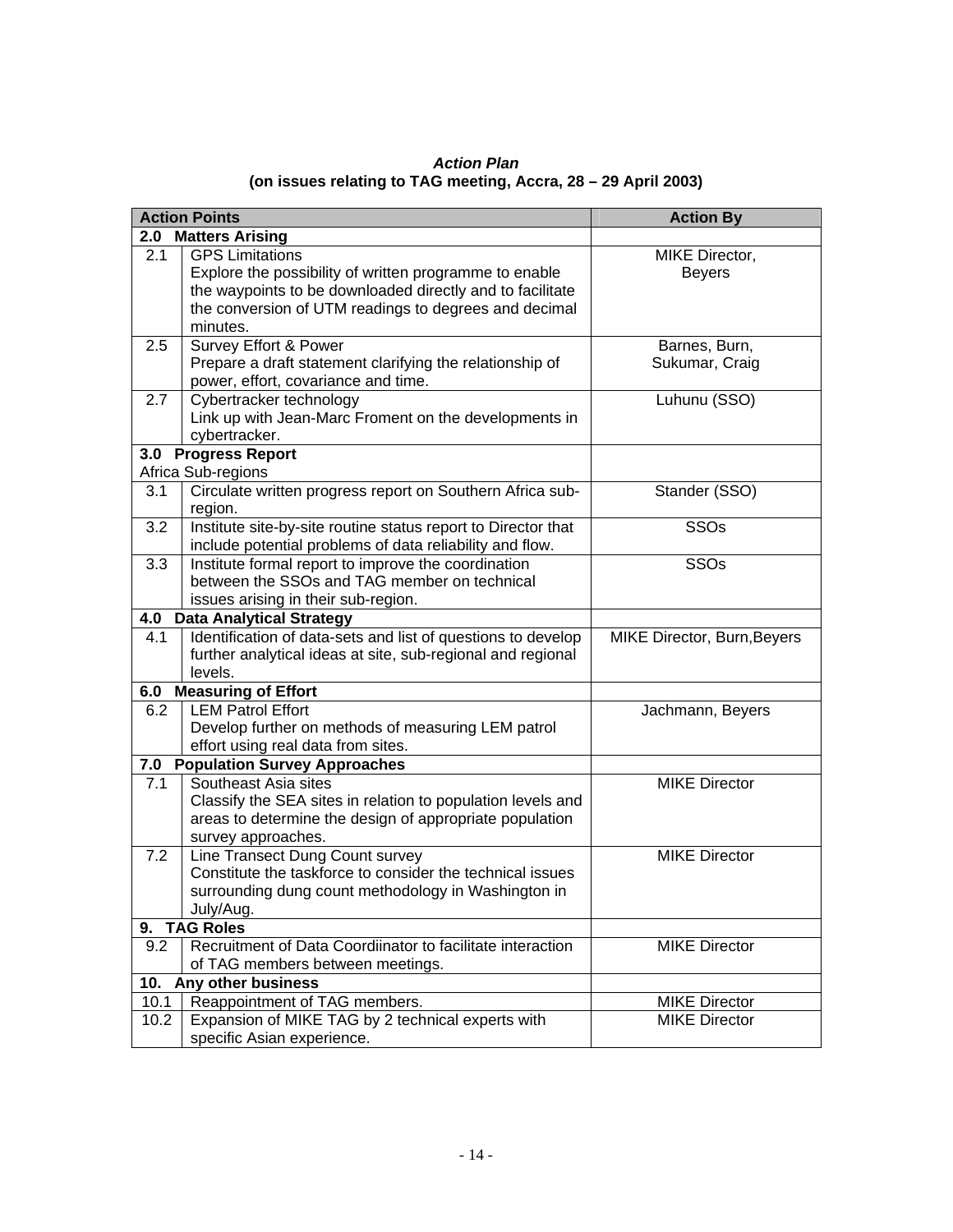**_Action Plan_**
**(on issues relating to TAG meeting, Accra, 28 – 29 April 2003)**

| Action Points | | Action By |
|---|---|---|
| **2.0 Matters Arising** | | |
| 2.1 | GPS Limitations<br>Explore the possibility of written programme to enable the waypoints to be downloaded directly and to facilitate the conversion of UTM readings to degrees and decimal minutes. | MIKE Director,<br>Beyers |
| 2.5 | Survey Effort & Power<br>Prepare a draft statement clarifying the relationship of power, effort, covariance and time. | Barnes, Burn,<br>Sukumar, Craig |
| 2.7 | Cybertracker technology<br>Link up with Jean-Marc Froment on the developments in cybertracker. | Luhunu (SSO) |
| **3.0 Progress Report**<br>Africa Sub-regions | | |
| 3.1 | Circulate written progress report on Southern Africa sub-region. | Stander (SSO) |
| 3.2 | Institute site-by-site routine status report to Director that include potential problems of data reliability and flow. | SSOs |
| 3.3 | Institute formal report to improve the coordination between the SSOs and TAG member on technical issues arising in their sub-region. | SSOs |
| **4.0 Data Analytical Strategy** | | |
| 4.1 | Identification of data-sets and list of questions to develop further analytical ideas at site, sub-regional and regional levels. | MIKE Director, Burn,Beyers |
| **6.0 Measuring of Effort** | | |
| 6.2 | LEM Patrol Effort<br>Develop further on methods of measuring LEM patrol effort using real data from sites. | Jachmann, Beyers |
| **7.0 Population Survey Approaches** | | |
| 7.1 | Southeast Asia sites<br>Classify the SEA sites in relation to population levels and areas to determine the design of appropriate population survey approaches. | MIKE Director |
| 7.2 | Line Transect Dung Count survey<br>Constitute the taskforce to consider the technical issues surrounding dung count methodology in Washington in July/Aug. | MIKE Director |
| **9. TAG Roles** | | |
| 9.2 | Recruitment of Data Coordiinator to facilitate interaction of TAG members between meetings. | MIKE Director |
| **10. Any other business** | | |
| 10.1 | Reappointment of TAG members. | MIKE Director |
| 10.2 | Expansion of MIKE TAG by 2 technical experts with specific Asian experience. | MIKE Director |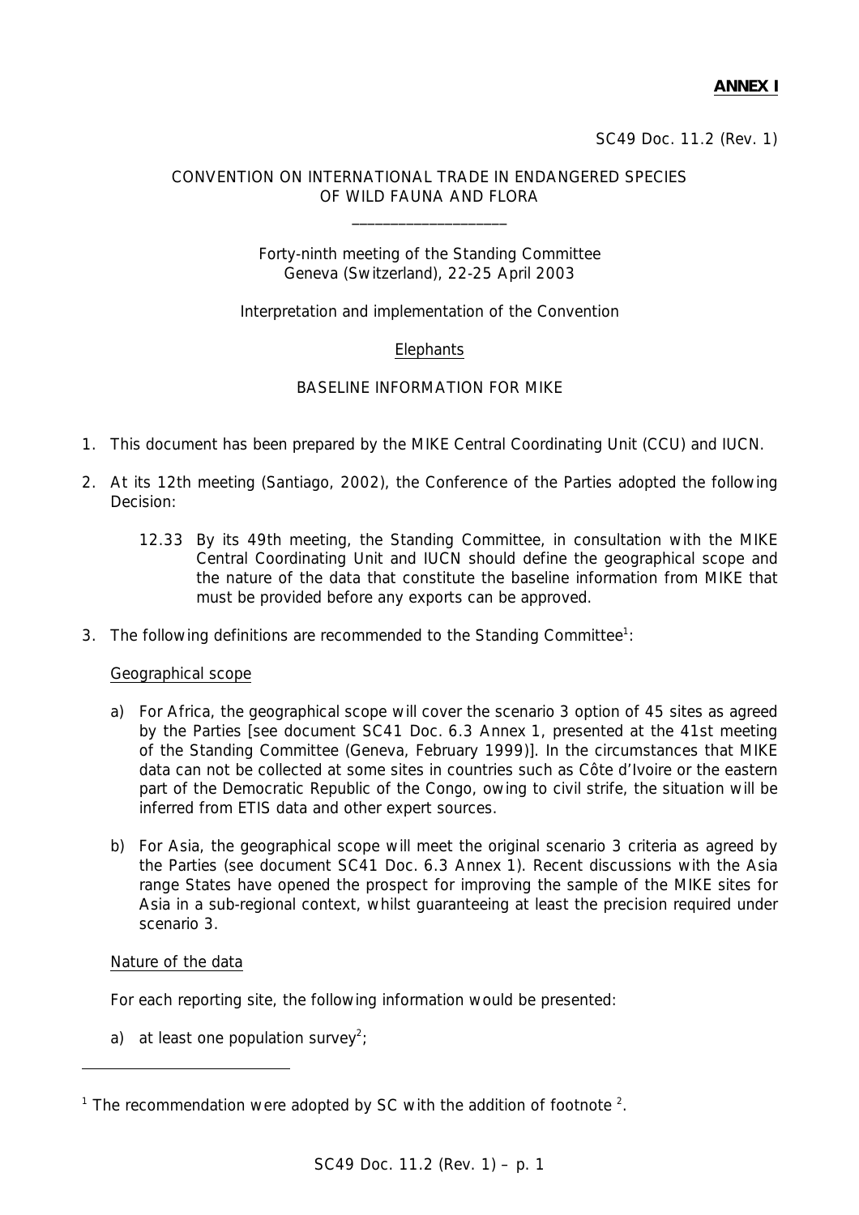**ANNEX I**

SC49 Doc. 11.2 (Rev. 1)

CONVENTION ON INTERNATIONAL TRADE IN ENDANGERED SPECIES
OF WILD FAUNA AND FLORA

\_\_\_\_\_\_\_\_\_\_\_\_\_\_\_\_\_\_\_\_

Forty-ninth meeting of the Standing Committee
Geneva (Switzerland), 22-25 April 2003

Interpretation and implementation of the Convention

Elephants

BASELINE INFORMATION FOR MIKE

1. This document has been prepared by the MIKE Central Coordinating Unit (CCU) and IUCN.

2. At its 12th meeting (Santiago, 2002), the Conference of the Parties adopted the following Decision:

   12.33 By its 49th meeting, the Standing Committee, in consultation with the MIKE Central Coordinating Unit and IUCN should define the geographical scope and the nature of the data that constitute the baseline information from MIKE that must be provided before any exports can be approved.

3. The following definitions are recommended to the Standing Committee[1]:

   Geographical scope

   a) For Africa, the geographical scope will cover the scenario 3 option of 45 sites as agreed by the Parties [see document SC41 Doc. 6.3 Annex 1, presented at the 41st meeting of the Standing Committee (Geneva, February 1999)]. In the circumstances that MIKE data can not be collected at some sites in countries such as Côte d'Ivoire or the eastern part of the Democratic Republic of the Congo, owing to civil strife, the situation will be inferred from ETIS data and other expert sources.

   b) For Asia, the geographical scope will meet the original scenario 3 criteria as agreed by the Parties (see document SC41 Doc. 6.3 Annex 1). Recent discussions with the Asia range States have opened the prospect for improving the sample of the MIKE sites for Asia in a sub-regional context, whilst guaranteeing at least the precision required under scenario 3.

   Nature of the data

   For each reporting site, the following information would be presented:

   a) at least one population survey[2];

---

[1] The recommendation were adopted by SC with the addition of footnote [2].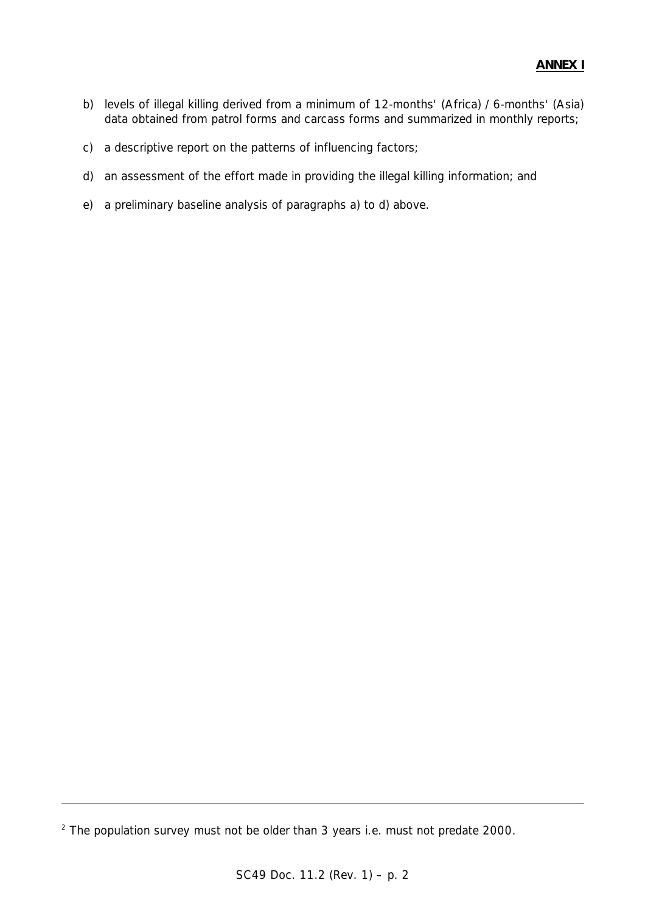**ANNEX I**

b) levels of illegal killing derived from a minimum of 12-months' (Africa) / 6-months' (Asia) data obtained from patrol forms and carcass forms and summarized in monthly reports;

c) a descriptive report on the patterns of influencing factors;

d) an assessment of the effort made in providing the illegal killing information; and

e) a preliminary baseline analysis of paragraphs a) to d) above.

---

[2] The population survey must not be older than 3 years i.e. must not predate 2000.